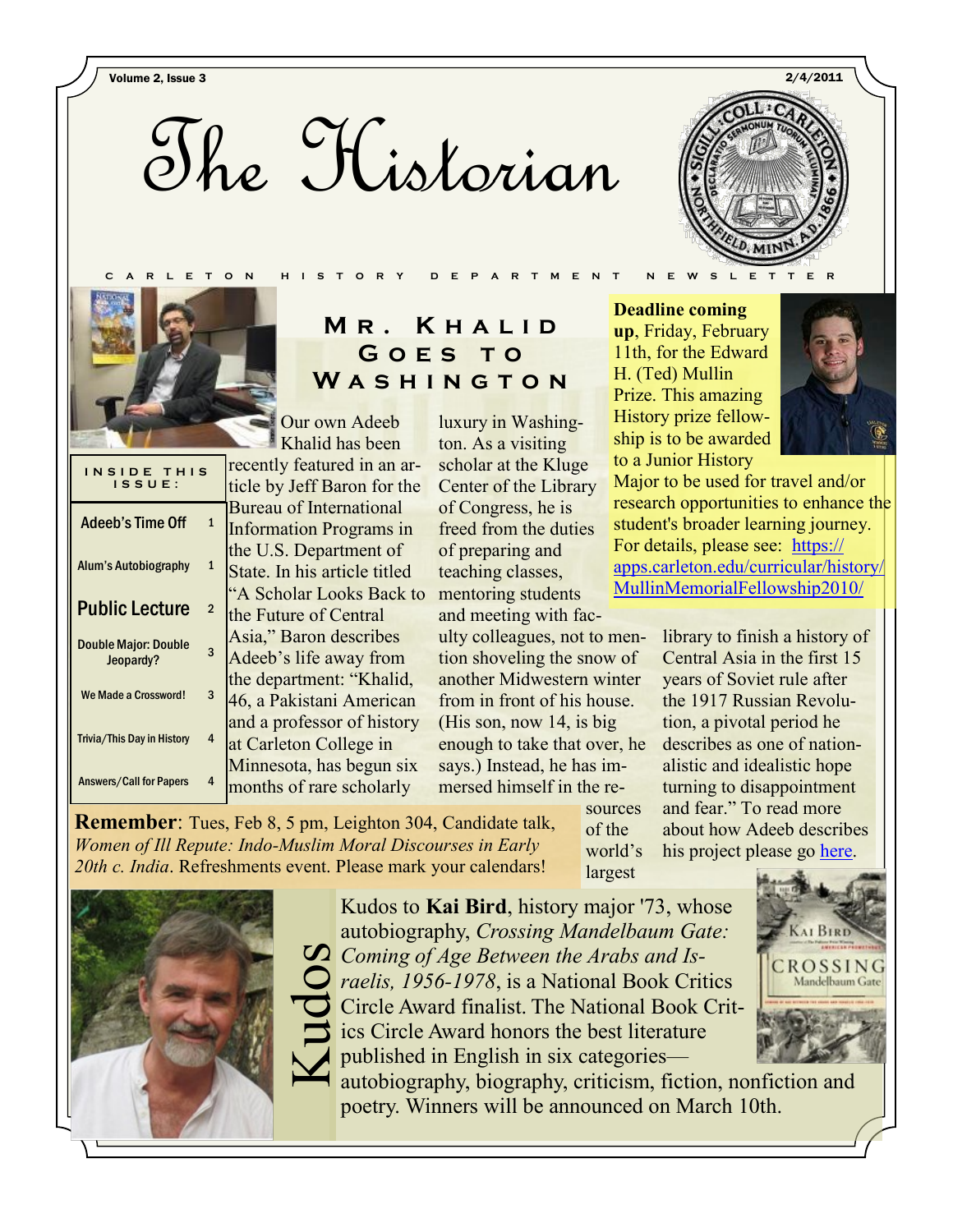# The Historian

CARLETON HISTORY DEPARTMENT NEWSLETTER

Volume 2, Issue 3 — 2/4/2011

**INSIDE THIS ISSUE:**

| | |
|---|---|
| Adeeb's Time Off | 1 |
| Alum's Autobiography | 1 |
| Public Lecture | 2 |
| Double Major: Double Jeopardy? | 3 |
| We Made a Crossword! | 3 |
| Trivia/This Day in History | 4 |
| Answers/Call for Papers | 4 |

## Mr. Khalid Goes to Washington

Our own Adeeb Khalid has been recently featured in an article by Jeff Baron for the Bureau of International Information Programs in the U.S. Department of State. In his article titled "A Scholar Looks Back to the Future of Central Asia," Baron describes Adeeb's life away from the department: "Khalid, 46, a Pakistani American and a professor of history at Carleton College in Minnesota, has begun six months of rare scholarly luxury in Washington. As a visiting scholar at the Kluge Center of the Library of Congress, he is freed from the duties of preparing and teaching classes, mentoring students and meeting with faculty colleagues, not to mention shoveling the snow of another Midwestern winter from in front of his house. (His son, now 14, is big enough to take that over, he says.) Instead, he has immersed himself in the resources of the world's largest library to finish a history of Central Asia in the first 15 years of Soviet rule after the 1917 Russian Revolution, a pivotal period he describes as one of nationalistic and idealistic hope turning to disappointment and fear." To read more about how Adeeb describes his project please go here.

**Deadline coming up**, Friday, February 11th, for the Edward H. (Ted) Mullin Prize. This amazing History prize fellowship is to be awarded to a Junior History Major to be used for travel and/or research opportunities to enhance the student's broader learning journey. For details, please see: https://apps.carleton.edu/curricular/history/MullinMemorialFellowship2010/

**Remember**: Tues, Feb 8, 5 pm, Leighton 304, Candidate talk, *Women of Ill Repute: Indo-Muslim Moral Discourses in Early 20th c. India*. Refreshments event. Please mark your calendars!

## Kudos

Kudos to **Kai Bird**, history major '73, whose autobiography, *Crossing Mandelbaum Gate: Coming of Age Between the Arabs and Israelis, 1956-1978*, is a National Book Critics Circle Award finalist. The National Book Critics Circle Award honors the best literature published in English in six categories—autobiography, biography, criticism, fiction, nonfiction and poetry. Winners will be announced on March 10th.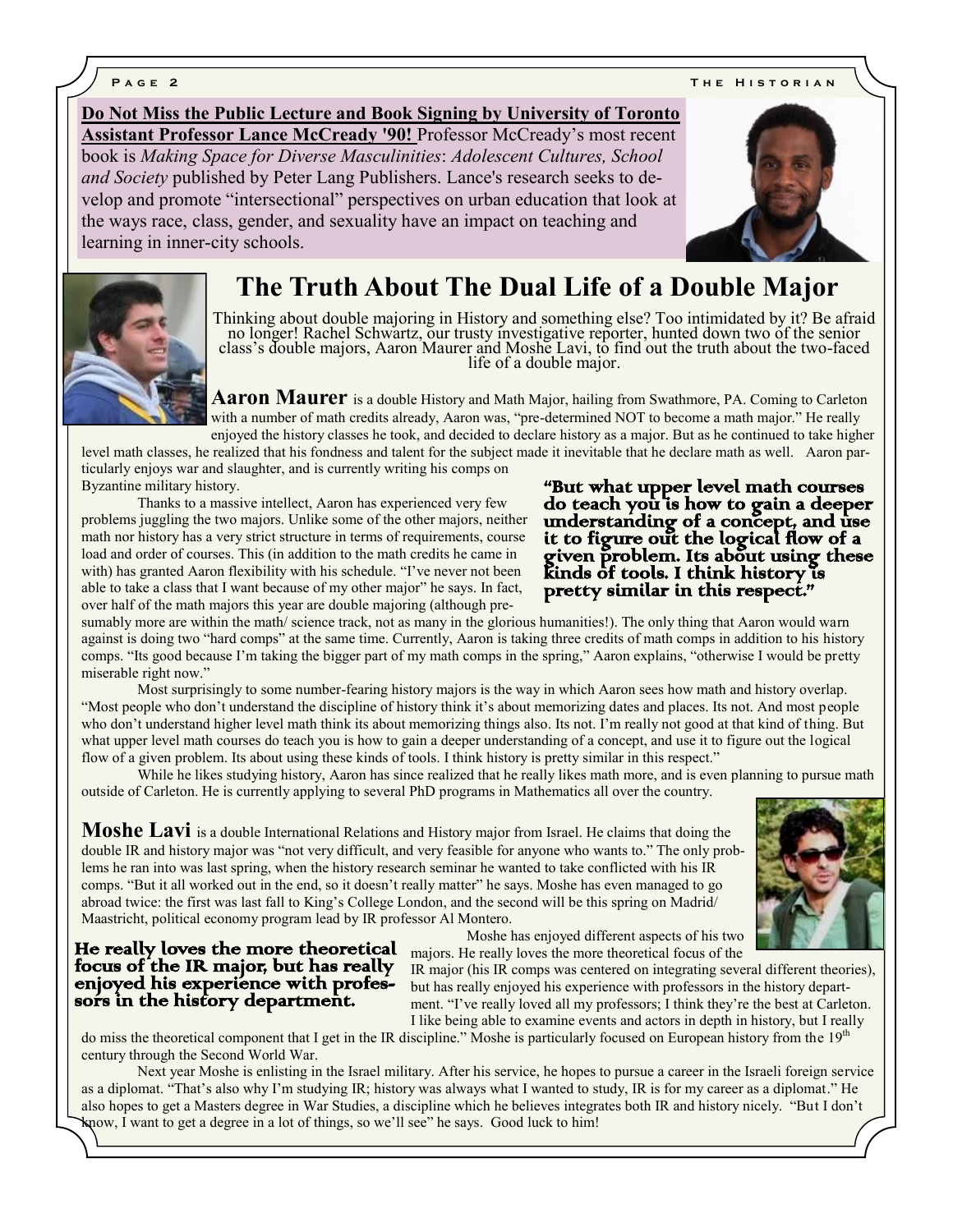**Do Not Miss the Public Lecture and Book Signing by University of Toronto Assistant Professor Lance McCready '90!** Professor McCready's most recent book is *Making Space for Diverse Masculinities*: *Adolescent Cultures, School and Society* published by Peter Lang Publishers. Lance's research seeks to develop and promote "intersectional" perspectives on urban education that look at the ways race, class, gender, and sexuality have an impact on teaching and learning in inner-city schools.

# The Truth About The Dual Life of a Double Major

Thinking about double majoring in History and something else? Too intimidated by it? Be afraid no longer! Rachel Schwartz, our trusty investigative reporter, hunted down two of the senior class's double majors, Aaron Maurer and Moshe Lavi, to find out the truth about the two-faced life of a double major.

**Aaron Maurer** is a double History and Math Major, hailing from Swathmore, PA. Coming to Carleton with a number of math credits already, Aaron was, "pre-determined NOT to become a math major." He really enjoyed the history classes he took, and decided to declare history as a major. But as he continued to take higher level math classes, he realized that his fondness and talent for the subject made it inevitable that he declare math as well. Aaron particularly enjoys war and slaughter, and is currently writing his comps on Byzantine military history.

Thanks to a massive intellect, Aaron has experienced very few problems juggling the two majors. Unlike some of the other majors, neither math nor history has a very strict structure in terms of requirements, course load and order of courses. This (in addition to the math credits he came in with) has granted Aaron flexibility with his schedule. "I've never not been able to take a class that I want because of my other major" he says. In fact, over half of the math majors this year are double majoring (although presumably more are within the math/ science track, not as many in the glorious humanities!). The only thing that Aaron would warn against is doing two "hard comps" at the same time. Currently, Aaron is taking three credits of math comps in addition to his history comps. "Its good because I'm taking the bigger part of my math comps in the spring," Aaron explains, "otherwise I would be pretty miserable right now."

> **"But what upper level math courses do teach you is how to gain a deeper understanding of a concept, and use it to figure out the logical flow of a given problem. Its about using these kinds of tools. I think history is pretty similar in this respect."**

Most surprisingly to some number-fearing history majors is the way in which Aaron sees how math and history overlap. "Most people who don't understand the discipline of history think it's about memorizing dates and places. Its not. And most people who don't understand higher level math think its about memorizing things also. Its not. I'm really not good at that kind of thing. But what upper level math courses do teach you is how to gain a deeper understanding of a concept, and use it to figure out the logical flow of a given problem. Its about using these kinds of tools. I think history is pretty similar in this respect."

While he likes studying history, Aaron has since realized that he really likes math more, and is even planning to pursue math outside of Carleton. He is currently applying to several PhD programs in Mathematics all over the country.

**Moshe Lavi** is a double International Relations and History major from Israel. He claims that doing the double IR and history major was "not very difficult, and very feasible for anyone who wants to." The only problems he ran into was last spring, when the history research seminar he wanted to take conflicted with his IR comps. "But it all worked out in the end, so it doesn't really matter" he says. Moshe has even managed to go abroad twice: the first was last fall to King's College London, and the second will be this spring on Madrid/ Maastricht, political economy program lead by IR professor Al Montero.

> **He really loves the more theoretical focus of the IR major, but has really enjoyed his experience with professors in the history department.**

Moshe has enjoyed different aspects of his two majors. He really loves the more theoretical focus of the IR major (his IR comps was centered on integrating several different theories), but has really enjoyed his experience with professors in the history department. "I've really loved all my professors; I think they're the best at Carleton. I like being able to examine events and actors in depth in history, but I really do miss the theoretical component that I get in the IR discipline." Moshe is particularly focused on European history from the 19th century through the Second World War.

Next year Moshe is enlisting in the Israel military. After his service, he hopes to pursue a career in the Israeli foreign service as a diplomat. "That's also why I'm studying IR; history was always what I wanted to study, IR is for my career as a diplomat." He also hopes to get a Masters degree in War Studies, a discipline which he believes integrates both IR and history nicely. "But I don't know, I want to get a degree in a lot of things, so we'll see" he says. Good luck to him!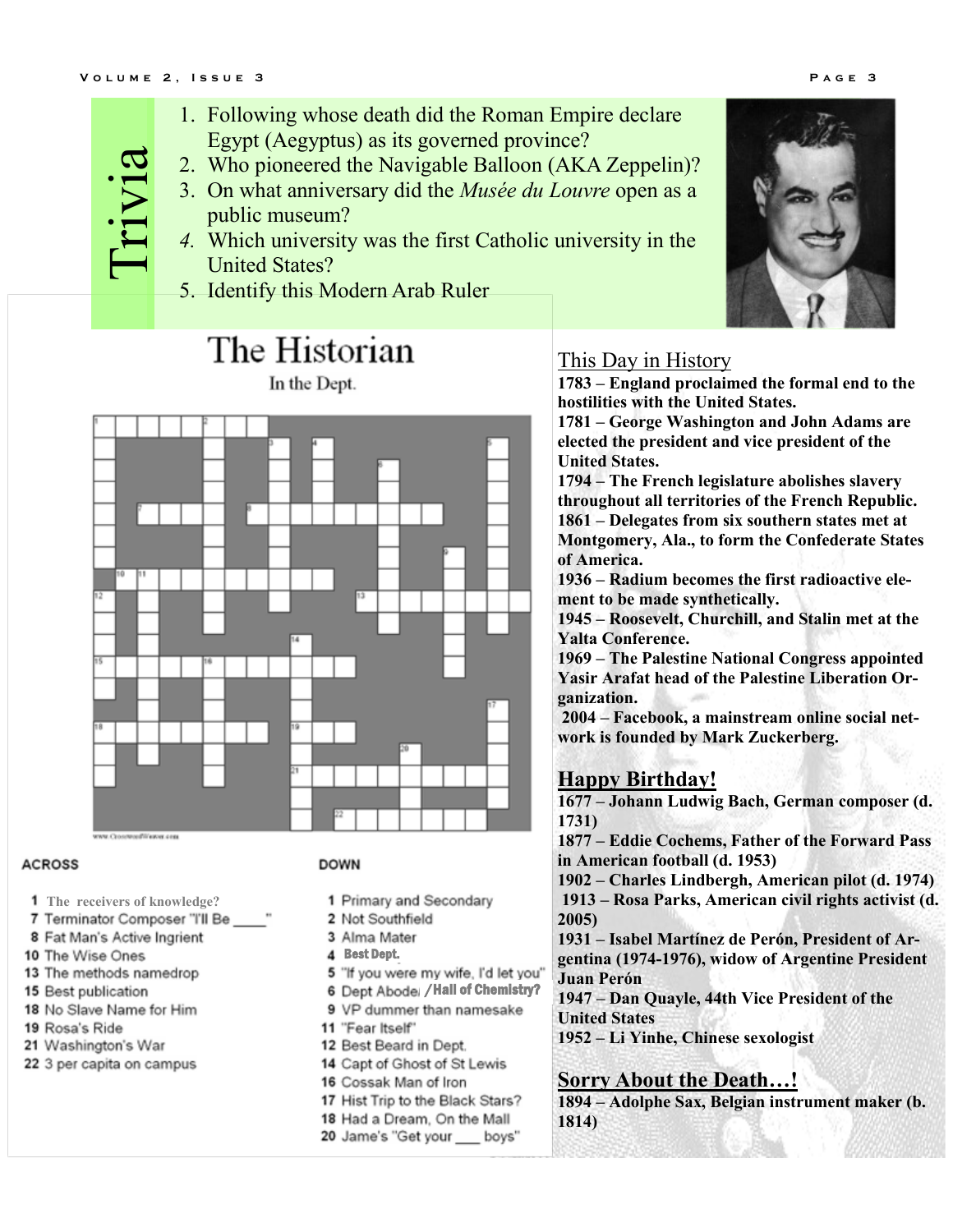## Trivia

1. Following whose death did the Roman Empire declare Egypt (Aegyptus) as its governed province?
2. Who pioneered the Navigable Balloon (AKA Zeppelin)?
3. On what anniversary did the *Musée du Louvre* open as a public museum?
4. Which university was the first Catholic university in the United States?
5. Identify this Modern Arab Ruler

## The Historian

In the Dept.

**ACROSS**

1 The receivers of knowledge?
7 Terminator Composer "I'll Be ____"
8 Fat Man's Active Ingrient
10 The Wise Ones
13 The methods namedrop
15 Best publication
18 No Slave Name for Him
19 Rosa's Ride
21 Washington's War
22 3 per capita on campus

**DOWN**

1 Primary and Secondary
2 Not Southfield
3 Alma Mater
4 Best Dept.
5 "If you were my wife, I'd let you"
6 Dept Abode / Hall of Chemistry?
9 VP dummer than namesake
11 "Fear Itself"
12 Best Beard in Dept.
14 Capt of Ghost of St Lewis
16 Cossak Man of Iron
17 Hist Trip to the Black Stars?
18 Had a Dream, On the Mall
20 Jame's "Get your ___ boys"

## This Day in History

**1783 – England proclaimed the formal end to the hostilities with the United States.**
**1781 – George Washington and John Adams are elected the president and vice president of the United States.**
**1794 – The French legislature abolishes slavery throughout all territories of the French Republic.**
**1861 – Delegates from six southern states met at Montgomery, Ala., to form the Confederate States of America.**
**1936 – Radium becomes the first radioactive element to be made synthetically.**
**1945 – Roosevelt, Churchill, and Stalin met at the Yalta Conference.**
**1969 – The Palestine National Congress appointed Yasir Arafat head of the Palestine Liberation Organization.**
**2004 – Facebook, a mainstream online social network is founded by Mark Zuckerberg.**

## Happy Birthday!

**1677 – Johann Ludwig Bach, German composer (d. 1731)**
**1877 – Eddie Cochems, Father of the Forward Pass in American football (d. 1953)**
**1902 – Charles Lindbergh, American pilot (d. 1974)**
**1913 – Rosa Parks, American civil rights activist (d. 2005)**
**1931 – Isabel Martínez de Perón, President of Argentina (1974-1976), widow of Argentine President Juan Perón**
**1947 – Dan Quayle, 44th Vice President of the United States**
**1952 – Li Yinhe, Chinese sexologist**

## Sorry About the Death…!

**1894 – Adolphe Sax, Belgian instrument maker (b. 1814)**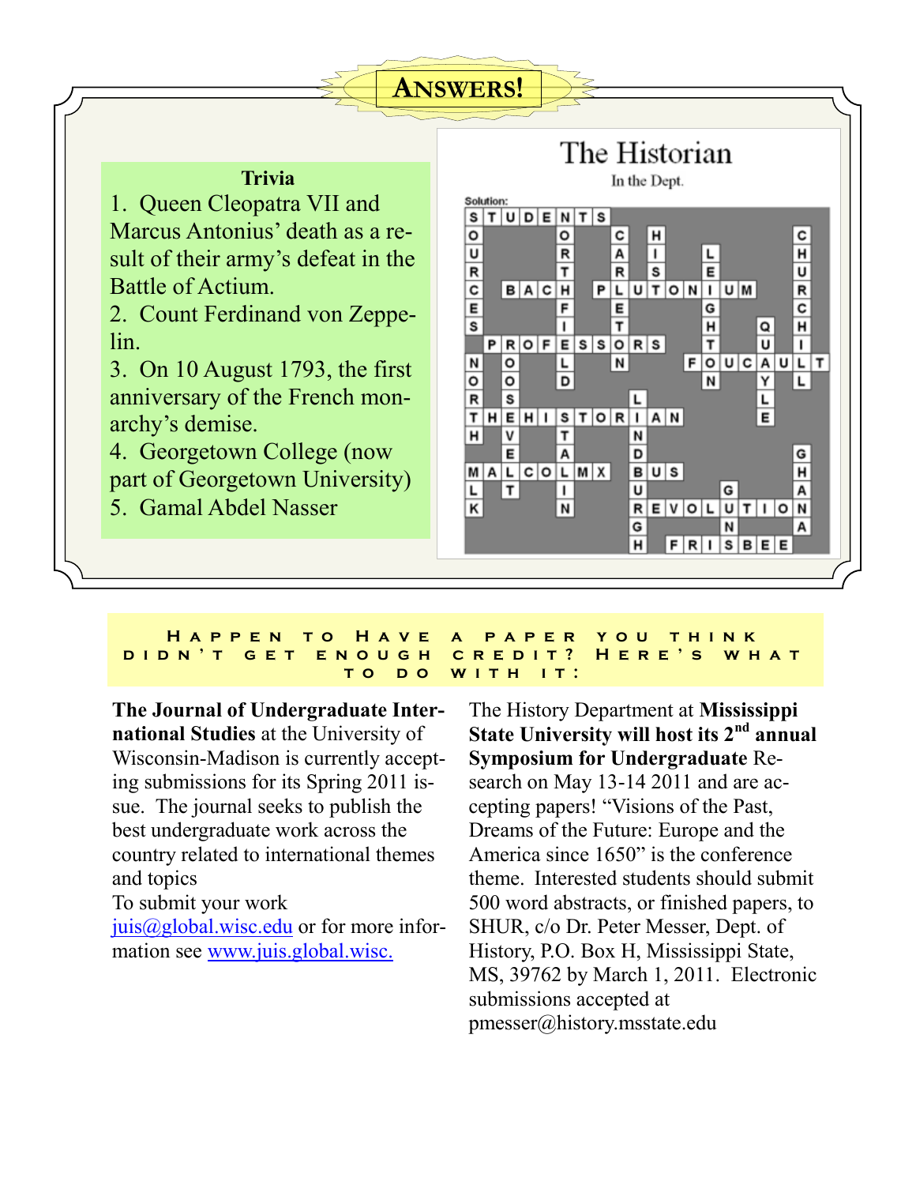# Answers!

**Trivia**

1. Queen Cleopatra VII and Marcus Antonius' death as a result of their army's defeat in the Battle of Actium.
2. Count Ferdinand von Zeppelin.
3. On 10 August 1793, the first anniversary of the French monarchy's demise.
4. Georgetown College (now part of Georgetown University)
5. Gamal Abdel Nasser

## The Historian

In the Dept.

Solution:

STUDENTS, SOURCES, NORTHFIELD, CARPETERN, HIST, LEIGHTON, CHURCHILL, BACH, PLUTONIUM, PROFESSORS, QUAYLE, FOUCAULT, NORTH, NOOSEVELT, LINDBURGH, THEHISTORIAN, STALIN, MALCOLMX, MLK, BUS, GHANA, REVOLUTION, GUN, FRISBEE

**Happen to Have a paper you think didn't get enough credit? Here's what to do with it:**

**The Journal of Undergraduate International Studies** at the University of Wisconsin-Madison is currently accepting submissions for its Spring 2011 issue. The journal seeks to publish the best undergraduate work across the country related to international themes and topics
To submit your work juis@global.wisc.edu or for more information see www.juis.global.wisc.

The History Department at **Mississippi State University will host its 2nd annual Symposium for Undergraduate** Research on May 13-14 2011 and are accepting papers! "Visions of the Past, Dreams of the Future: Europe and the America since 1650" is the conference theme. Interested students should submit 500 word abstracts, or finished papers, to SHUR, c/o Dr. Peter Messer, Dept. of History, P.O. Box H, Mississippi State, MS, 39762 by March 1, 2011. Electronic submissions accepted at pmesser@history.msstate.edu